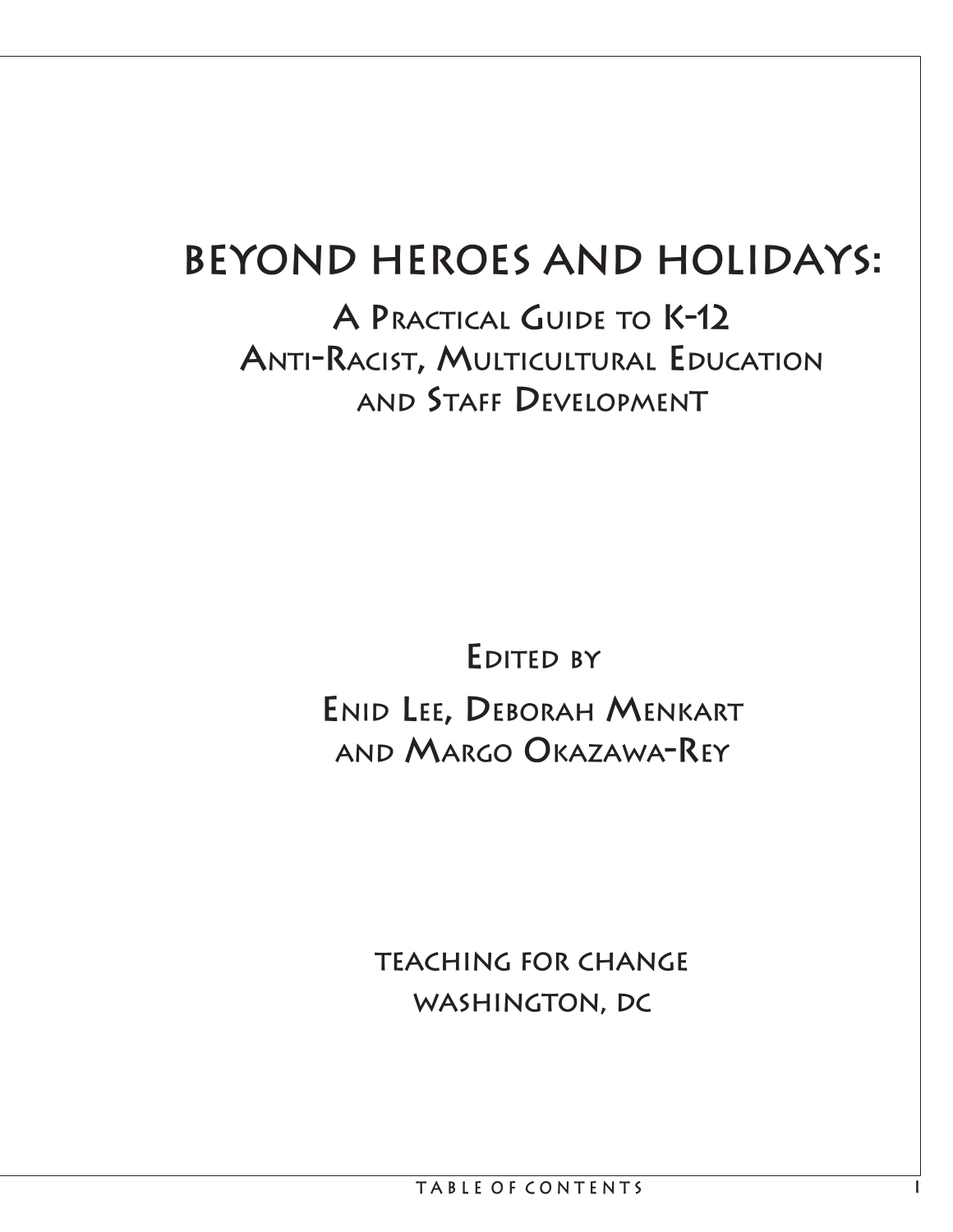# BEYOND HEROES AND HOLIDAYS:

## A Practical Guide to K-12 Anti-Racist, Multicultural Education and Staff Development

Edited by

Enid Lee, Deborah Menkart and Margo Okazawa-Rey

TEACHING FOR CHANGE

WASHINGTON, DC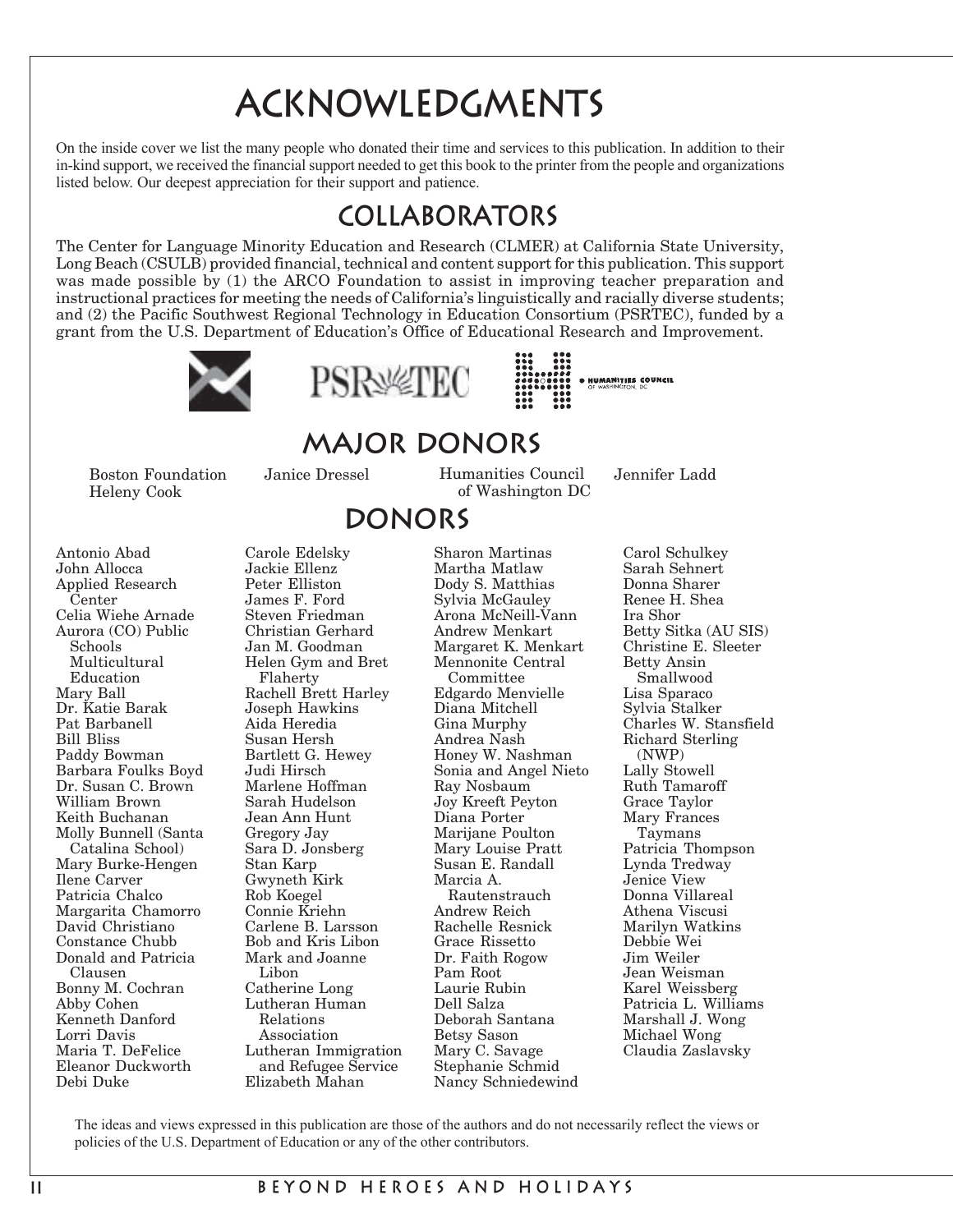# ACKNOWLEDGMENTS

On the inside cover we list the many people who donated their time and services to this publication. In addition to their in-kind support, we received the financial support needed to get this book to the printer from the people and organizations listed below. Our deepest appreciation for their support and patience.

## COLLABORATORS

The Center for Language Minority Education and Research (CLMER) at California State University, Long Beach (CSULB) provided financial, technical and content support for this publication. This support was made possible by (1) the ARCO Foundation to assist in improving teacher preparation and instructional practices for meeting the needs of California's linguistically and racially diverse students; and (2) the Pacific Southwest Regional Technology in Education Consortium (PSRTEC), funded by a grant from the U.S. Department of Education's Office of Educational Research and Improvement.

PSRTEC

HUMANITIES COUNCIL OF WASHINGTON, DC

## MAJOR DONORS

Boston Foundation
Heleny Cook
Janice Dressel
Humanities Council of Washington DC
Jennifer Ladd

## DONORS

Antonio Abad
John Allocca
Applied Research Center
Celia Wiehe Arnade
Aurora (CO) Public Schools Multicultural Education
Mary Ball
Dr. Katie Barak
Pat Barbanell
Bill Bliss
Paddy Bowman
Barbara Foulks Boyd
Dr. Susan C. Brown
William Brown
Keith Buchanan
Molly Bunnell (Santa Catalina School)
Mary Burke-Hengen
Ilene Carver
Patricia Chalco
Margarita Chamorro
David Christiano
Constance Chubb
Donald and Patricia Clausen
Bonny M. Cochran
Abby Cohen
Kenneth Danford
Lorri Davis
Maria T. DeFelice
Eleanor Duckworth
Debi Duke
Carole Edelsky
Jackie Ellenz
Peter Elliston
James F. Ford
Steven Friedman
Christian Gerhard
Jan M. Goodman
Helen Gym and Bret Flaherty
Rachell Brett Harley
Joseph Hawkins
Aida Heredia
Susan Hersh
Bartlett G. Hewey
Judi Hirsch
Marlene Hoffman
Sarah Hudelson
Jean Ann Hunt
Gregory Jay
Sara D. Jonsberg
Stan Karp
Gwyneth Kirk
Rob Koegel
Connie Kriehn
Carlene B. Larsson
Bob and Kris Libon
Mark and Joanne Libon
Catherine Long
Lutheran Human Relations Association
Lutheran Immigration and Refugee Service
Elizabeth Mahan
Sharon Martinas
Martha Matlaw
Dody S. Matthias
Sylvia McGauley
Arona McNeill-Vann
Andrew Menkart
Margaret K. Menkart
Mennonite Central Committee
Edgardo Menvielle
Diana Mitchell
Gina Murphy
Andrea Nash
Honey W. Nashman
Sonia and Angel Nieto
Ray Nosbaum
Joy Kreeft Peyton
Diana Porter
Marijane Poulton
Mary Louise Pratt
Susan E. Randall
Marcia A. Rautenstrauch
Andrew Reich
Rachelle Resnick
Grace Rissetto
Dr. Faith Rogow
Pam Root
Laurie Rubin
Dell Salza
Deborah Santana
Betsy Sason
Mary C. Savage
Stephanie Schmid
Nancy Schniedewind
Carol Schulkey
Sarah Sehnert
Donna Sharer
Renee H. Shea
Ira Shor
Betty Sitka (AU SIS)
Christine E. Sleeter
Betty Ansin Smallwood
Lisa Sparaco
Sylvia Stalker
Charles W. Stansfield
Richard Sterling (NWP)
Lally Stowell
Ruth Tamaroff
Grace Taylor
Mary Frances Taymans
Patricia Thompson
Lynda Tredway
Jenice View
Donna Villareal
Athena Viscusi
Marilyn Watkins
Debbie Wei
Jim Weiler
Jean Weisman
Karel Weissberg
Patricia L. Williams
Marshall J. Wong
Michael Wong
Claudia Zaslavsky

The ideas and views expressed in this publication are those of the authors and do not necessarily reflect the views or policies of the U.S. Department of Education or any of the other contributors.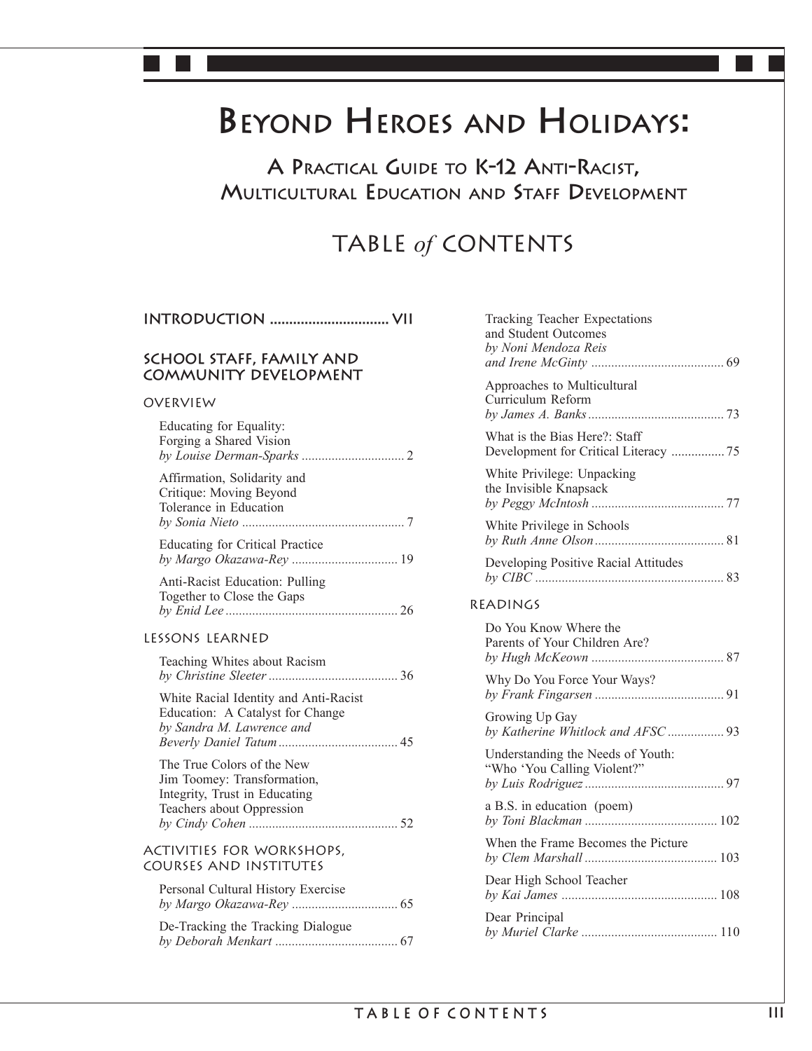# Beyond Heroes and Holidays:

## A Practical Guide to K-12 Anti-Racist, Multicultural Education and Staff Development

## TABLE *of* CONTENTS

### INTRODUCTION ............................... VII

### SCHOOL STAFF, FAMILY AND COMMUNITY DEVELOPMENT

#### OVERVIEW

Educating for Equality: Forging a Shared Vision
*by Louise Derman-Sparks* ............................... 2

Affirmation, Solidarity and Critique: Moving Beyond Tolerance in Education
*by Sonia Nieto* ................................................ 7

Educating for Critical Practice
*by Margo Okazawa-Rey* ................................ 19

Anti-Racist Education: Pulling Together to Close the Gaps
*by Enid Lee* ................................................... 26

#### LESSONS LEARNED

Teaching Whites about Racism
*by Christine Sleeter* ....................................... 36

White Racial Identity and Anti-Racist Education: A Catalyst for Change
*by Sandra M. Lawrence and Beverly Daniel Tatum* .................................... 45

The True Colors of the New Jim Toomey: Transformation, Integrity, Trust in Educating Teachers about Oppression
*by Cindy Cohen* ............................................ 52

#### ACTIVITIES FOR WORKSHOPS, COURSES AND INSTITUTES

Personal Cultural History Exercise
*by Margo Okazawa-Rey* ................................ 65

De-Tracking the Tracking Dialogue
*by Deborah Menkart* ..................................... 67

Tracking Teacher Expectations and Student Outcomes
*by Noni Mendoza Reis and Irene McGinty* ....................................... 69

Approaches to Multicultural Curriculum Reform
*by James A. Banks* ......................................... 73

What is the Bias Here?: Staff Development for Critical Literacy ................ 75

White Privilege: Unpacking the Invisible Knapsack
*by Peggy McIntosh* ........................................ 77

White Privilege in Schools
*by Ruth Anne Olson* ....................................... 81

Developing Positive Racial Attitudes
*by CIBC* ........................................................ 83

#### READINGS

Do You Know Where the Parents of Your Children Are?
*by Hugh McKeown* ........................................ 87

Why Do You Force Your Ways?
*by Frank Fingarsen* ....................................... 91

Growing Up Gay
*by Katherine Whitlock and AFSC* ................. 93

Understanding the Needs of Youth: "Who 'You Calling Violent?"
*by Luis Rodriguez* .......................................... 97

a B.S. in education (poem)
*by Toni Blackman* ........................................ 102

When the Frame Becomes the Picture
*by Clem Marshall* ........................................ 103

Dear High School Teacher
*by Kai James* ............................................... 108

Dear Principal
*by Muriel Clarke* ......................................... 110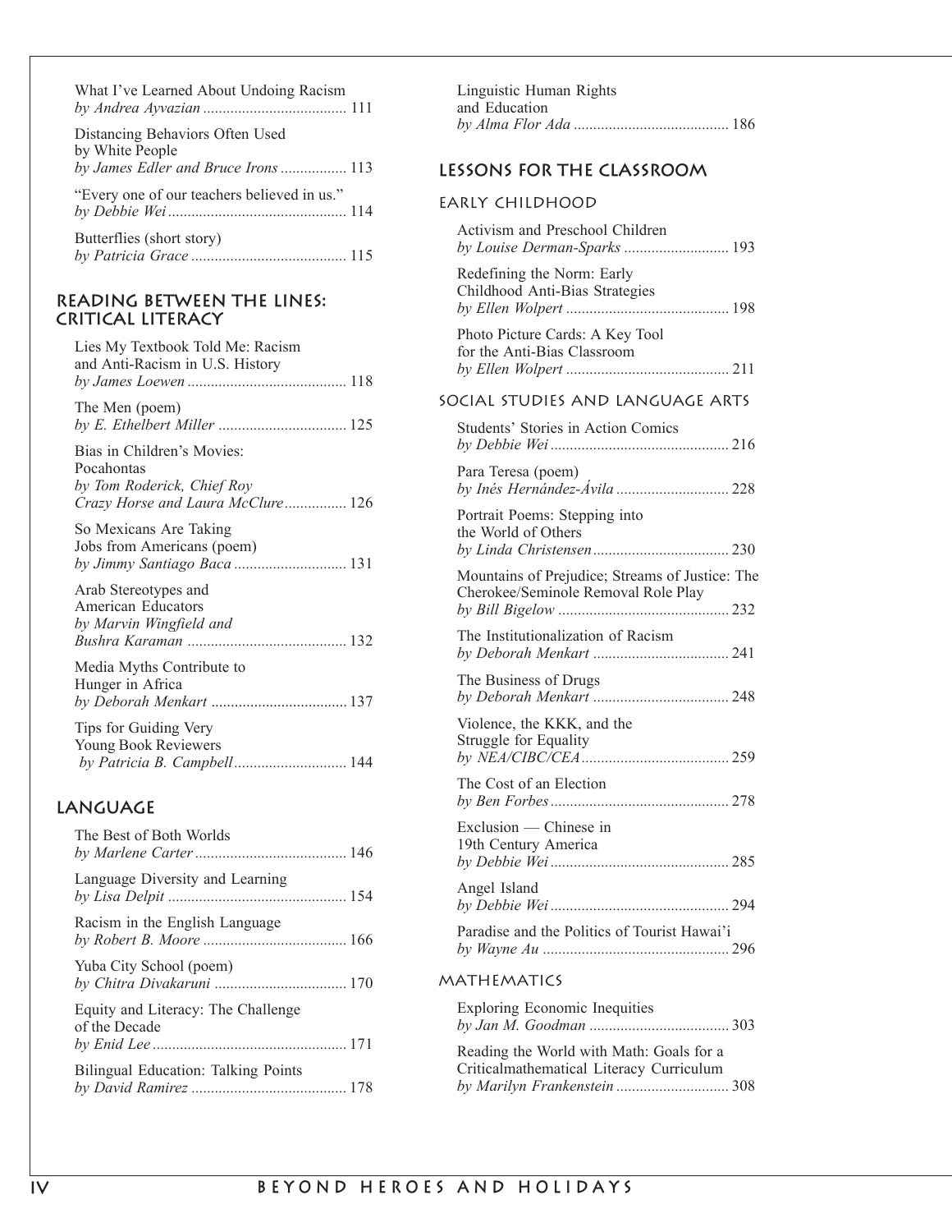What I've Learned About Undoing Racism
*by Andrea Ayvazian* ..................................... 111

Distancing Behaviors Often Used by White People
*by James Edler and Bruce Irons* ................. 113

"Every one of our teachers believed in us."
*by Debbie Wei* .............................................. 114

Butterflies (short story)
*by Patricia Grace* ........................................ 115

## READING BETWEEN THE LINES: CRITICAL LITERACY

Lies My Textbook Told Me: Racism and Anti-Racism in U.S. History
*by James Loewen* ......................................... 118

The Men (poem)
*by E. Ethelbert Miller* ................................. 125

Bias in Children's Movies: Pocahontas
*by Tom Roderick, Chief Roy Crazy Horse and Laura McClure* ................ 126

So Mexicans Are Taking Jobs from Americans (poem)
*by Jimmy Santiago Baca* ............................. 131

Arab Stereotypes and American Educators
*by Marvin Wingfield and Bushra Karaman* ......................................... 132

Media Myths Contribute to Hunger in Africa
*by Deborah Menkart* ................................... 137

Tips for Guiding Very Young Book Reviewers
*by Patricia B. Campbell* ............................. 144

## LANGUAGE

The Best of Both Worlds
*by Marlene Carter* ....................................... 146

Language Diversity and Learning
*by Lisa Delpit* .............................................. 154

Racism in the English Language
*by Robert B. Moore* ..................................... 166

Yuba City School (poem)
*by Chitra Divakaruni* .................................. 170

Equity and Literacy: The Challenge of the Decade
*by Enid Lee* .................................................. 171

Bilingual Education: Talking Points
*by David Ramirez* ........................................ 178

Linguistic Human Rights and Education
*by Alma Flor Ada* ........................................ 186

## LESSONS FOR THE CLASSROOM

### EARLY CHILDHOOD

Activism and Preschool Children
*by Louise Derman-Sparks* ........................... 193

Redefining the Norm: Early Childhood Anti-Bias Strategies
*by Ellen Wolpert* .......................................... 198

Photo Picture Cards: A Key Tool for the Anti-Bias Classroom
*by Ellen Wolpert* .......................................... 211

### SOCIAL STUDIES AND LANGUAGE ARTS

Students' Stories in Action Comics
*by Debbie Wei* .............................................. 216

Para Teresa (poem)
*by Inés Hernández-Ávila* ............................. 228

Portrait Poems: Stepping into the World of Others
*by Linda Christensen* ................................... 230

Mountains of Prejudice; Streams of Justice: The Cherokee/Seminole Removal Role Play
*by Bill Bigelow* ............................................ 232

The Institutionalization of Racism
*by Deborah Menkart* ................................... 241

The Business of Drugs
*by Deborah Menkart* ................................... 248

Violence, the KKK, and the Struggle for Equality
*by NEA/CIBC/CEA* ...................................... 259

The Cost of an Election
*by Ben Forbes* .............................................. 278

Exclusion — Chinese in 19th Century America
*by Debbie Wei* .............................................. 285

Angel Island
*by Debbie Wei* .............................................. 294

Paradise and the Politics of Tourist Hawai'i
*by Wayne Au* ................................................ 296

### MATHEMATICS

Exploring Economic Inequities
*by Jan M. Goodman* .................................... 303

Reading the World with Math: Goals for a Criticalmathematical Literacy Curriculum
*by Marilyn Frankenstein* ............................. 308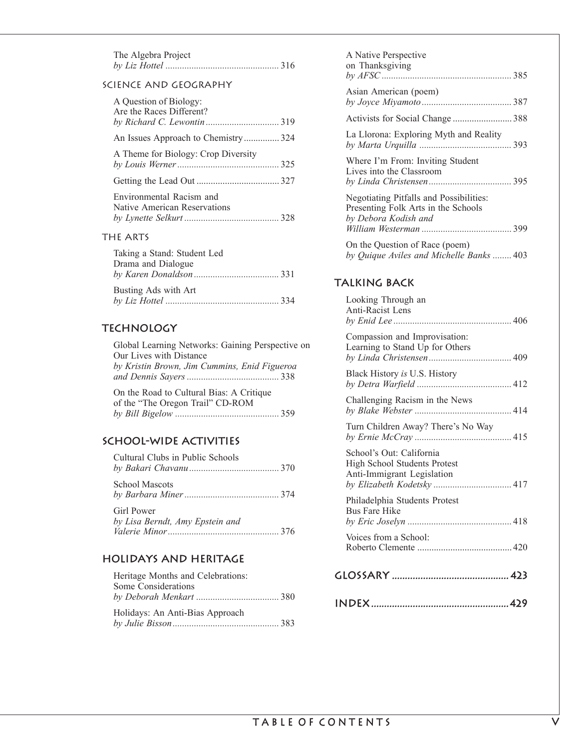The Algebra Project
*by Liz Hottel* ................................................ 316

### SCIENCE AND GEOGRAPHY

A Question of Biology:
Are the Races Different?
*by Richard C. Lewontin* ............................... 319

An Issues Approach to Chemistry ............... 324

A Theme for Biology: Crop Diversity
*by Louis Werner* ........................................... 325

Getting the Lead Out ................................... 327

Environmental Racism and
Native American Reservations
*by Lynette Selkurt* ........................................ 328

### THE ARTS

Taking a Stand: Student Led
Drama and Dialogue
*by Karen Donaldson* .................................... 331

Busting Ads with Art
*by Liz Hottel* ................................................ 334

## TECHNOLOGY

Global Learning Networks: Gaining Perspective on
Our Lives with Distance
*by Kristin Brown, Jim Cummins, Enid Figueroa and Dennis Sayers* ....................................... 338

On the Road to Cultural Bias: A Critique
of the "The Oregon Trail" CD-ROM
*by Bill Bigelow* ............................................ 359

## SCHOOL-WIDE ACTIVITIES

Cultural Clubs in Public Schools
*by Bakari Chavanu* ...................................... 370

School Mascots
*by Barbara Miner* ........................................ 374

Girl Power
*by Lisa Berndt, Amy Epstein and Valerie Minor* ............................................... 376

## HOLIDAYS AND HERITAGE

Heritage Months and Celebrations:
Some Considerations
*by Deborah Menkart* ................................... 380

Holidays: An Anti-Bias Approach
*by Julie Bisson* ............................................. 383

A Native Perspective
on Thanksgiving
*by AFSC* ....................................................... 385

Asian American (poem)
*by Joyce Miyamoto* ...................................... 387

Activists for Social Change ......................... 388

La Llorona: Exploring Myth and Reality
*by Marta Urquilla* ....................................... 393

Where I'm From: Inviting Student
Lives into the Classroom
*by Linda Christensen* ................................... 395

Negotiating Pitfalls and Possibilities:
Presenting Folk Arts in the Schools
*by Debora Kodish and William Westerman* ...................................... 399

On the Question of Race (poem)
*by Quique Aviles and Michelle Banks* ........ 403

## TALKING BACK

Looking Through an
Anti-Racist Lens
*by Enid Lee* .................................................. 406

Compassion and Improvisation:
Learning to Stand Up for Others
*by Linda Christensen* ................................... 409

Black History *is* U.S. History
*by Detra Warfield* ........................................ 412

Challenging Racism in the News
*by Blake Webster* ......................................... 414

Turn Children Away? There's No Way
*by Ernie McCray* ......................................... 415

School's Out: California
High School Students Protest
Anti-Immigrant Legislation
*by Elizabeth Kodetsky* ................................. 417

Philadelphia Students Protest
Bus Fare Hike
*by Eric Joselyn* ............................................ 418

Voices from a School:
Roberto Clemente ........................................ 420

## GLOSSARY ............................................ 423

## INDEX .................................................... 429